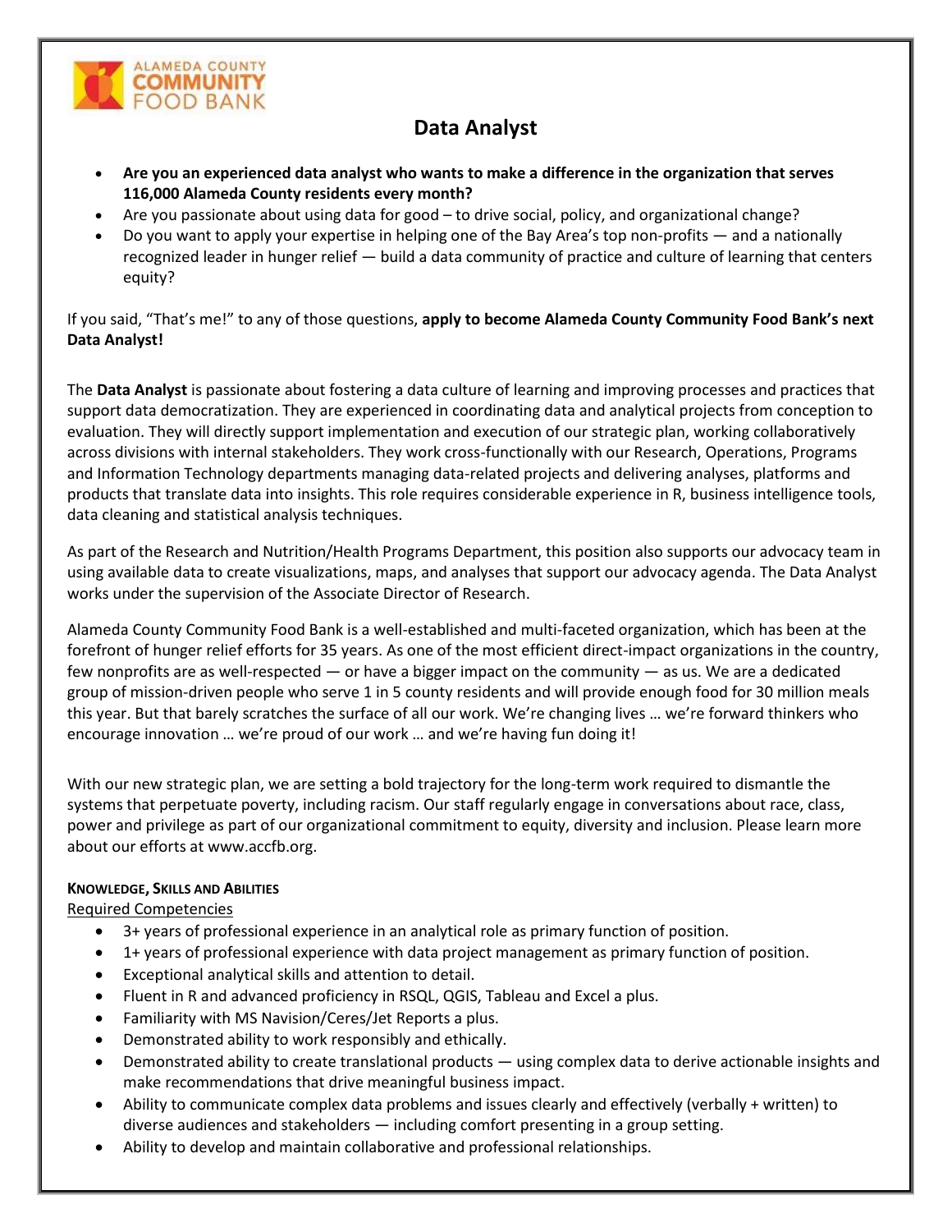# Data Analyst

- **Are you an experienced data analyst who wants to make a difference in the organization that serves 116,000 Alameda County residents every month?**
- Are you passionate about using data for good – to drive social, policy, and organizational change?
- Do you want to apply your expertise in helping one of the Bay Area's top non-profits — and a nationally recognized leader in hunger relief — build a data community of practice and culture of learning that centers equity?

If you said, "That's me!" to any of those questions, **apply to become Alameda County Community Food Bank's next Data Analyst!**

The **Data Analyst** is passionate about fostering a data culture of learning and improving processes and practices that support data democratization. They are experienced in coordinating data and analytical projects from conception to evaluation. They will directly support implementation and execution of our strategic plan, working collaboratively across divisions with internal stakeholders. They work cross-functionally with our Research, Operations, Programs and Information Technology departments managing data-related projects and delivering analyses, platforms and products that translate data into insights. This role requires considerable experience in R, business intelligence tools, data cleaning and statistical analysis techniques.

As part of the Research and Nutrition/Health Programs Department, this position also supports our advocacy team in using available data to create visualizations, maps, and analyses that support our advocacy agenda. The Data Analyst works under the supervision of the Associate Director of Research.

Alameda County Community Food Bank is a well-established and multi-faceted organization, which has been at the forefront of hunger relief efforts for 35 years. As one of the most efficient direct-impact organizations in the country, few nonprofits are as well-respected — or have a bigger impact on the community — as us. We are a dedicated group of mission-driven people who serve 1 in 5 county residents and will provide enough food for 30 million meals this year. But that barely scratches the surface of all our work. We're changing lives … we're forward thinkers who encourage innovation … we're proud of our work … and we're having fun doing it!

With our new strategic plan, we are setting a bold trajectory for the long-term work required to dismantle the systems that perpetuate poverty, including racism. Our staff regularly engage in conversations about race, class, power and privilege as part of our organizational commitment to equity, diversity and inclusion. Please learn more about our efforts at www.accfb.org.

#### Knowledge, Skills and Abilities

Required Competencies

- 3+ years of professional experience in an analytical role as primary function of position.
- 1+ years of professional experience with data project management as primary function of position.
- Exceptional analytical skills and attention to detail.
- Fluent in R and advanced proficiency in RSQL, QGIS, Tableau and Excel a plus.
- Familiarity with MS Navision/Ceres/Jet Reports a plus.
- Demonstrated ability to work responsibly and ethically.
- Demonstrated ability to create translational products — using complex data to derive actionable insights and make recommendations that drive meaningful business impact.
- Ability to communicate complex data problems and issues clearly and effectively (verbally + written) to diverse audiences and stakeholders — including comfort presenting in a group setting.
- Ability to develop and maintain collaborative and professional relationships.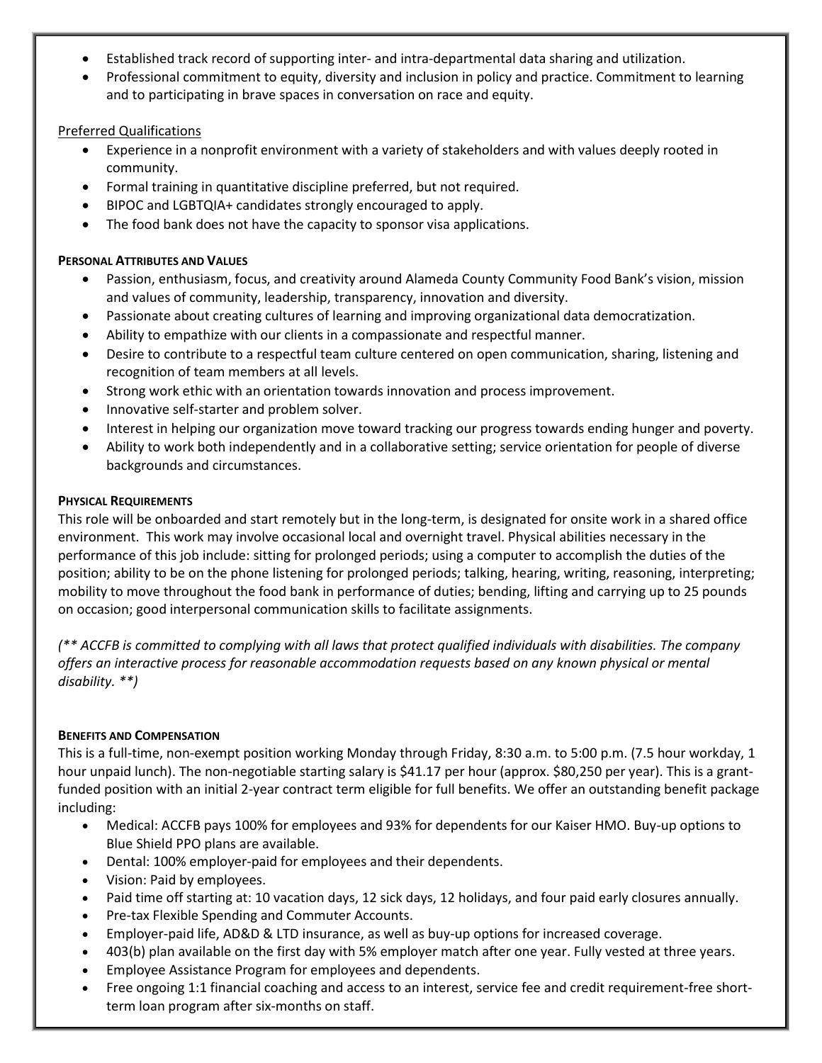- Established track record of supporting inter- and intra-departmental data sharing and utilization.
- Professional commitment to equity, diversity and inclusion in policy and practice. Commitment to learning and to participating in brave spaces in conversation on race and equity.

Preferred Qualifications

- Experience in a nonprofit environment with a variety of stakeholders and with values deeply rooted in community.
- Formal training in quantitative discipline preferred, but not required.
- BIPOC and LGBTQIA+ candidates strongly encouraged to apply.
- The food bank does not have the capacity to sponsor visa applications.

**PERSONAL ATTRIBUTES AND VALUES**

- Passion, enthusiasm, focus, and creativity around Alameda County Community Food Bank's vision, mission and values of community, leadership, transparency, innovation and diversity.
- Passionate about creating cultures of learning and improving organizational data democratization.
- Ability to empathize with our clients in a compassionate and respectful manner.
- Desire to contribute to a respectful team culture centered on open communication, sharing, listening and recognition of team members at all levels.
- Strong work ethic with an orientation towards innovation and process improvement.
- Innovative self-starter and problem solver.
- Interest in helping our organization move toward tracking our progress towards ending hunger and poverty.
- Ability to work both independently and in a collaborative setting; service orientation for people of diverse backgrounds and circumstances.

**PHYSICAL REQUIREMENTS**

This role will be onboarded and start remotely but in the long-term, is designated for onsite work in a shared office environment. This work may involve occasional local and overnight travel. Physical abilities necessary in the performance of this job include: sitting for prolonged periods; using a computer to accomplish the duties of the position; ability to be on the phone listening for prolonged periods; talking, hearing, writing, reasoning, interpreting; mobility to move throughout the food bank in performance of duties; bending, lifting and carrying up to 25 pounds on occasion; good interpersonal communication skills to facilitate assignments.

*(** ACCFB is committed to complying with all laws that protect qualified individuals with disabilities. The company offers an interactive process for reasonable accommodation requests based on any known physical or mental disability. **)*

**BENEFITS AND COMPENSATION**

This is a full-time, non-exempt position working Monday through Friday, 8:30 a.m. to 5:00 p.m. (7.5 hour workday, 1 hour unpaid lunch). The non-negotiable starting salary is $41.17 per hour (approx. $80,250 per year). This is a grant-funded position with an initial 2-year contract term eligible for full benefits. We offer an outstanding benefit package including:

- Medical: ACCFB pays 100% for employees and 93% for dependents for our Kaiser HMO. Buy-up options to Blue Shield PPO plans are available.
- Dental: 100% employer-paid for employees and their dependents.
- Vision: Paid by employees.
- Paid time off starting at: 10 vacation days, 12 sick days, 12 holidays, and four paid early closures annually.
- Pre-tax Flexible Spending and Commuter Accounts.
- Employer-paid life, AD&D & LTD insurance, as well as buy-up options for increased coverage.
- 403(b) plan available on the first day with 5% employer match after one year. Fully vested at three years.
- Employee Assistance Program for employees and dependents.
- Free ongoing 1:1 financial coaching and access to an interest, service fee and credit requirement-free short-term loan program after six-months on staff.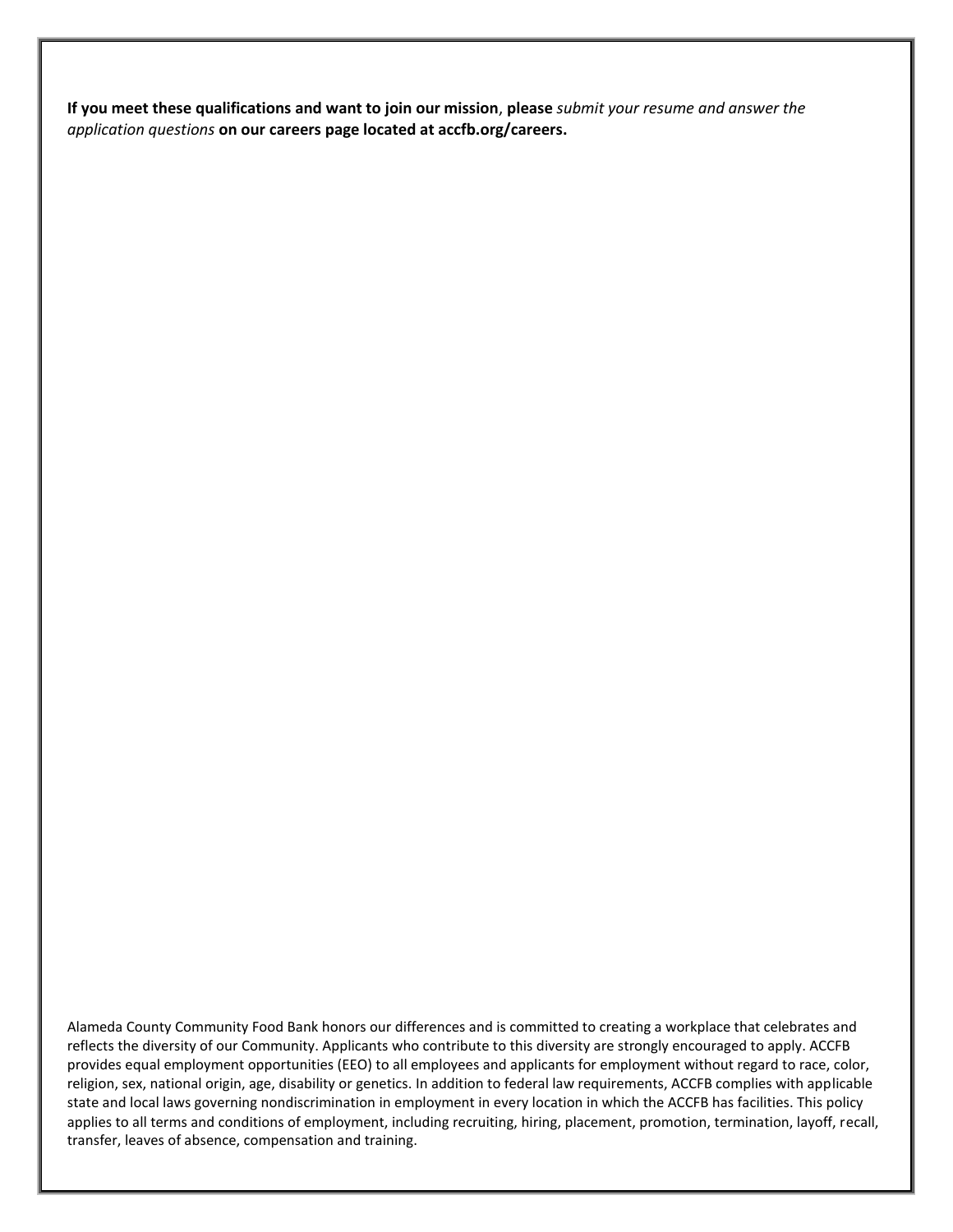**If you meet these qualifications and want to join our mission**, **please** *submit your resume and answer the application questions* **on our careers page located at accfb.org/careers.**

Alameda County Community Food Bank honors our differences and is committed to creating a workplace that celebrates and reflects the diversity of our Community. Applicants who contribute to this diversity are strongly encouraged to apply. ACCFB provides equal employment opportunities (EEO) to all employees and applicants for employment without regard to race, color, religion, sex, national origin, age, disability or genetics. In addition to federal law requirements, ACCFB complies with applicable state and local laws governing nondiscrimination in employment in every location in which the ACCFB has facilities. This policy applies to all terms and conditions of employment, including recruiting, hiring, placement, promotion, termination, layoff, recall, transfer, leaves of absence, compensation and training.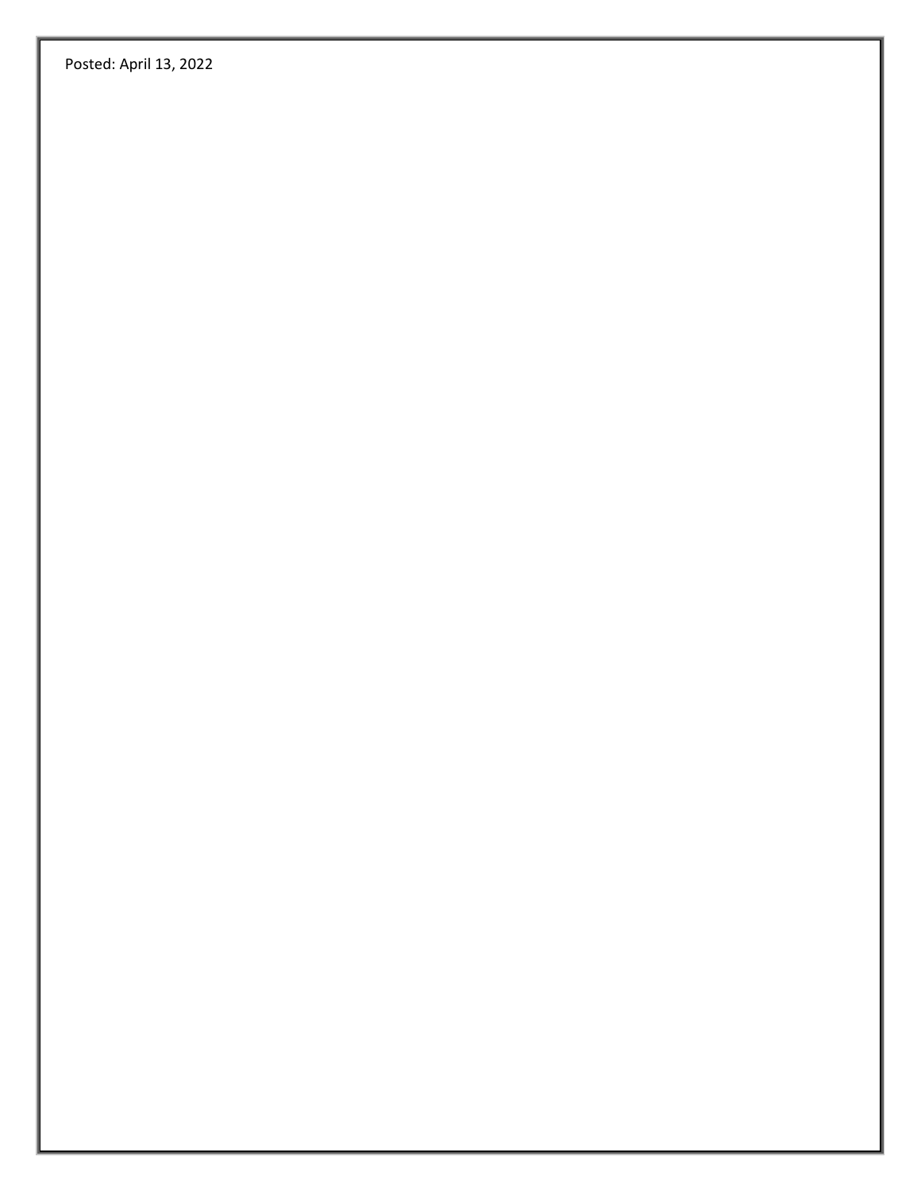Posted: April 13, 2022